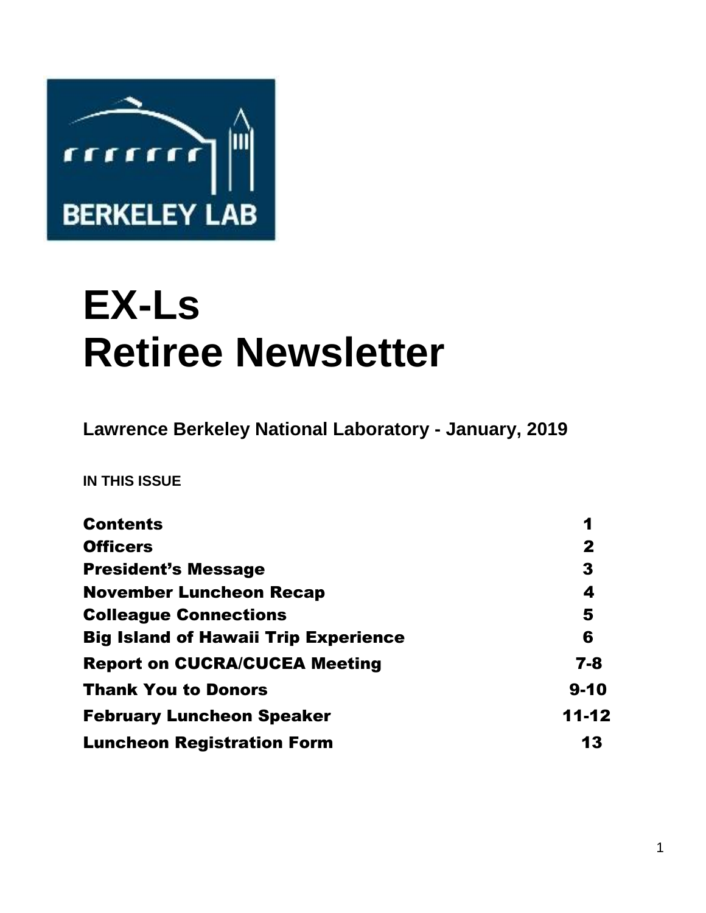BERKELEY LAB

# EX-Ls Retiree Newsletter

### Lawrence Berkeley National Laboratory - January, 2019

**IN THIS ISSUE**

| | |
|---|---|
| **Contents** | **1** |
| **Officers** | **2** |
| **President's Message** | **3** |
| **November Luncheon Recap** | **4** |
| **Colleague Connections** | **5** |
| **Big Island of Hawaii Trip Experience** | **6** |
| **Report on CUCRA/CUCEA Meeting** | **7-8** |
| **Thank You to Donors** | **9-10** |
| **February Luncheon Speaker** | **11-12** |
| **Luncheon Registration Form** | **13** |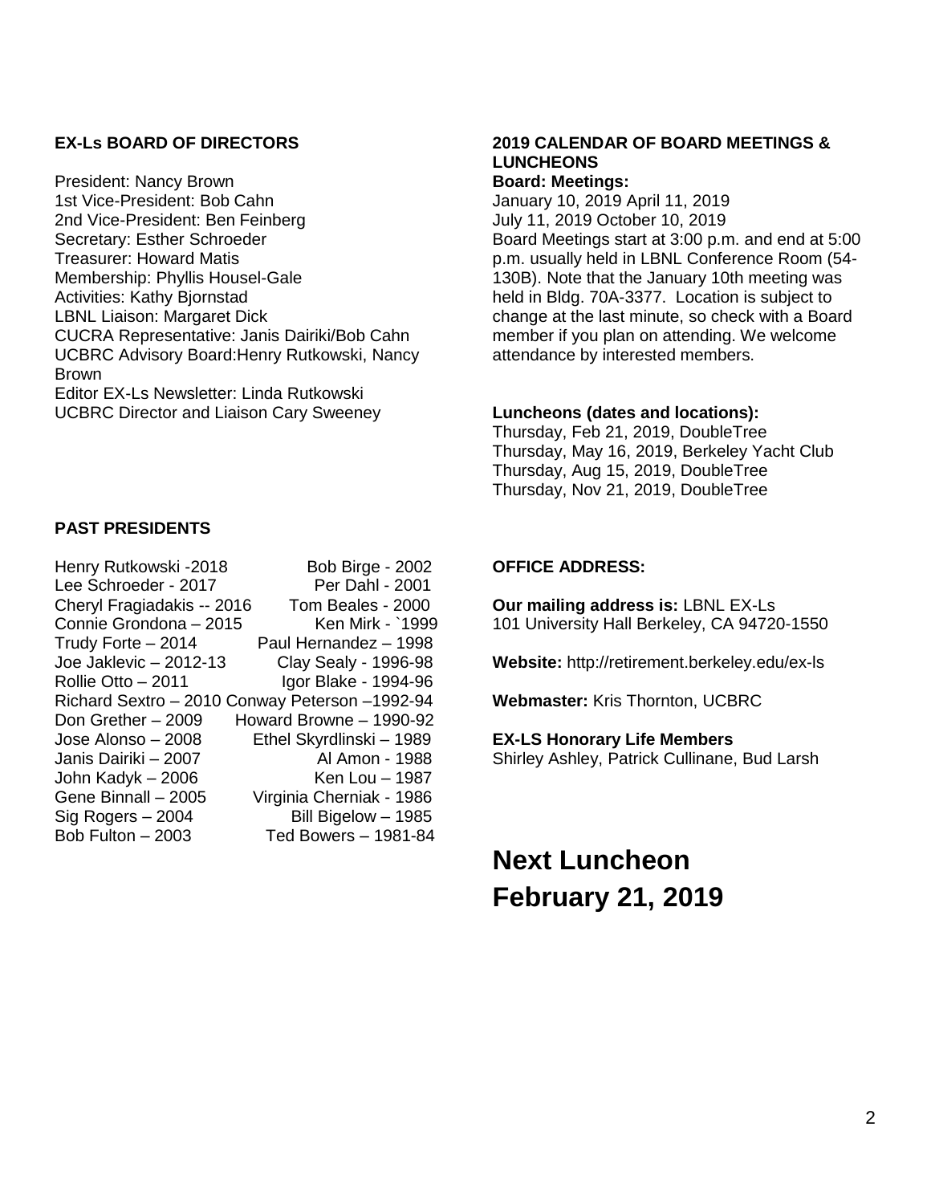### EX-Ls BOARD OF DIRECTORS

President: Nancy Brown
1st Vice-President: Bob Cahn
2nd Vice-President: Ben Feinberg
Secretary: Esther Schroeder
Treasurer: Howard Matis
Membership: Phyllis Housel-Gale
Activities: Kathy Bjornstad
LBNL Liaison: Margaret Dick
CUCRA Representative: Janis Dairiki/Bob Cahn
UCBRC Advisory Board:Henry Rutkowski, Nancy Brown
Editor EX-Ls Newsletter: Linda Rutkowski
UCBRC Director and Liaison Cary Sweeney

### PAST PRESIDENTS

| | |
|---|---|
| Henry Rutkowski -2018 | Bob Birge - 2002 |
| Lee Schroeder - 2017 | Per Dahl - 2001 |
| Cheryl Fragiadakis -- 2016 | Tom Beales - 2000 |
| Connie Grondona – 2015 | Ken Mirk - `1999 |
| Trudy Forte – 2014 | Paul Hernandez – 1998 |
| Joe Jaklevic – 2012-13 | Clay Sealy - 1996-98 |
| Rollie Otto – 2011 | Igor Blake - 1994-96 |
| Richard Sextro – 2010 | Conway Peterson –1992-94 |
| Don Grether – 2009 | Howard Browne – 1990-92 |
| Jose Alonso – 2008 | Ethel Skyrdlinski – 1989 |
| Janis Dairiki – 2007 | Al Amon - 1988 |
| John Kadyk – 2006 | Ken Lou – 1987 |
| Gene Binnall – 2005 | Virginia Cherniak - 1986 |
| Sig Rogers – 2004 | Bill Bigelow – 1985 |
| Bob Fulton – 2003 | Ted Bowers – 1981-84 |

### 2019 CALENDAR OF BOARD MEETINGS & LUNCHEONS

**Board: Meetings:**

January 10, 2019 April 11, 2019
July 11, 2019 October 10, 2019

Board Meetings start at 3:00 p.m. and end at 5:00 p.m. usually held in LBNL Conference Room (54-130B). Note that the January 10th meeting was held in Bldg. 70A-3377. Location is subject to change at the last minute, so check with a Board member if you plan on attending. We welcome attendance by interested members.

**Luncheons (dates and locations):**

Thursday, Feb 21, 2019, DoubleTree
Thursday, May 16, 2019, Berkeley Yacht Club
Thursday, Aug 15, 2019, DoubleTree
Thursday, Nov 21, 2019, DoubleTree

### OFFICE ADDRESS:

**Our mailing address is:** LBNL EX-Ls
101 University Hall Berkeley, CA 94720-1550

**Website:** http://retirement.berkeley.edu/ex-ls

**Webmaster:** Kris Thornton, UCBRC

**EX-LS Honorary Life Members**
Shirley Ashley, Patrick Cullinane, Bud Larsh

# Next Luncheon February 21, 2019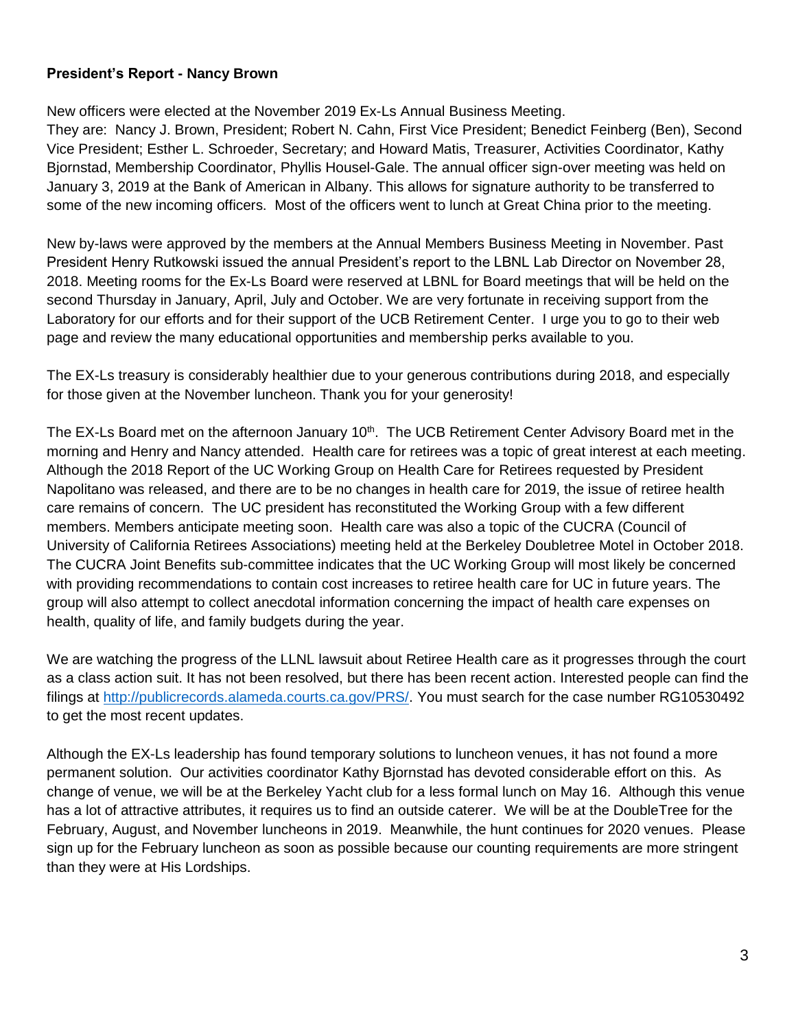**President's Report - Nancy Brown**

New officers were elected at the November 2019 Ex-Ls Annual Business Meeting.
They are: Nancy J. Brown, President; Robert N. Cahn, First Vice President; Benedict Feinberg (Ben), Second Vice President; Esther L. Schroeder, Secretary; and Howard Matis, Treasurer, Activities Coordinator, Kathy Bjornstad, Membership Coordinator, Phyllis Housel-Gale. The annual officer sign-over meeting was held on January 3, 2019 at the Bank of American in Albany. This allows for signature authority to be transferred to some of the new incoming officers. Most of the officers went to lunch at Great China prior to the meeting.

New by-laws were approved by the members at the Annual Members Business Meeting in November. Past President Henry Rutkowski issued the annual President's report to the LBNL Lab Director on November 28, 2018. Meeting rooms for the Ex-Ls Board were reserved at LBNL for Board meetings that will be held on the second Thursday in January, April, July and October. We are very fortunate in receiving support from the Laboratory for our efforts and for their support of the UCB Retirement Center. I urge you to go to their web page and review the many educational opportunities and membership perks available to you.

The EX-Ls treasury is considerably healthier due to your generous contributions during 2018, and especially for those given at the November luncheon. Thank you for your generosity!

The EX-Ls Board met on the afternoon January 10th. The UCB Retirement Center Advisory Board met in the morning and Henry and Nancy attended. Health care for retirees was a topic of great interest at each meeting. Although the 2018 Report of the UC Working Group on Health Care for Retirees requested by President Napolitano was released, and there are to be no changes in health care for 2019, the issue of retiree health care remains of concern. The UC president has reconstituted the Working Group with a few different members. Members anticipate meeting soon. Health care was also a topic of the CUCRA (Council of University of California Retirees Associations) meeting held at the Berkeley Doubletree Motel in October 2018. The CUCRA Joint Benefits sub-committee indicates that the UC Working Group will most likely be concerned with providing recommendations to contain cost increases to retiree health care for UC in future years. The group will also attempt to collect anecdotal information concerning the impact of health care expenses on health, quality of life, and family budgets during the year.

We are watching the progress of the LLNL lawsuit about Retiree Health care as it progresses through the court as a class action suit. It has not been resolved, but there has been recent action. Interested people can find the filings at http://publicrecords.alameda.courts.ca.gov/PRS/. You must search for the case number RG10530492 to get the most recent updates.

Although the EX-Ls leadership has found temporary solutions to luncheon venues, it has not found a more permanent solution. Our activities coordinator Kathy Bjornstad has devoted considerable effort on this. As change of venue, we will be at the Berkeley Yacht club for a less formal lunch on May 16. Although this venue has a lot of attractive attributes, it requires us to find an outside caterer. We will be at the DoubleTree for the February, August, and November luncheons in 2019. Meanwhile, the hunt continues for 2020 venues. Please sign up for the February luncheon as soon as possible because our counting requirements are more stringent than they were at His Lordships.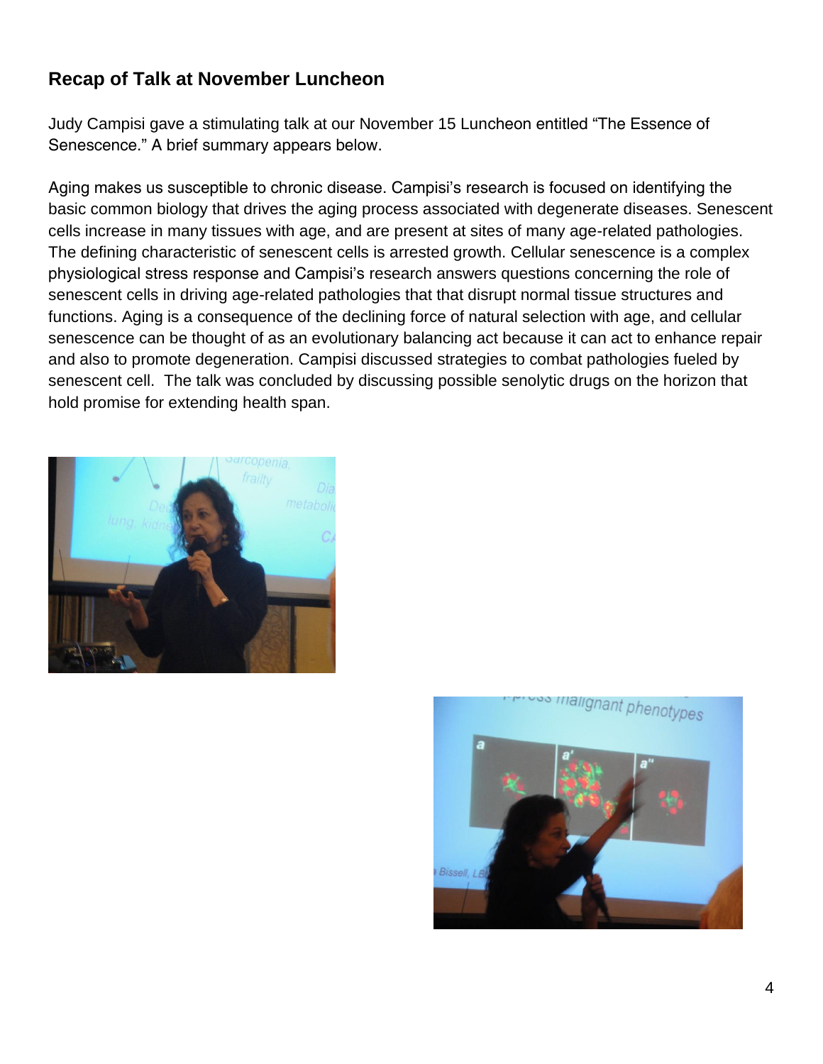### Recap of Talk at November Luncheon

Judy Campisi gave a stimulating talk at our November 15 Luncheon entitled “The Essence of Senescence.” A brief summary appears below.

Aging makes us susceptible to chronic disease. Campisi’s research is focused on identifying the basic common biology that drives the aging process associated with degenerate diseases. Senescent cells increase in many tissues with age, and are present at sites of many age-related pathologies. The defining characteristic of senescent cells is arrested growth. Cellular senescence is a complex physiological stress response and Campisi’s research answers questions concerning the role of senescent cells in driving age-related pathologies that that disrupt normal tissue structures and functions. Aging is a consequence of the declining force of natural selection with age, and cellular senescence can be thought of as an evolutionary balancing act because it can act to enhance repair and also to promote degeneration. Campisi discussed strategies to combat pathologies fueled by senescent cell. The talk was concluded by discussing possible senolytic drugs on the horizon that hold promise for extending health span.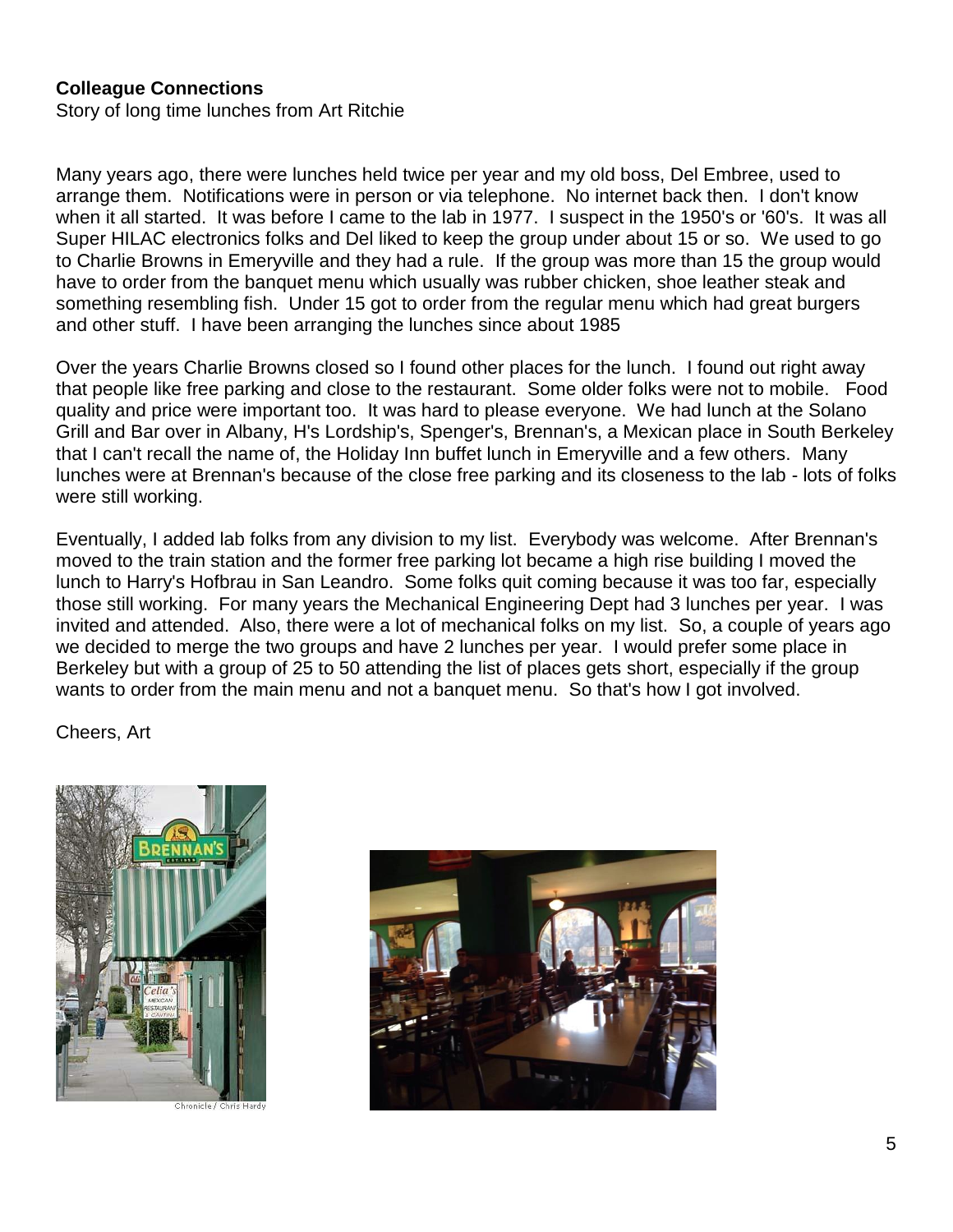**Colleague Connections**

Story of long time lunches from Art Ritchie

Many years ago, there were lunches held twice per year and my old boss, Del Embree, used to arrange them. Notifications were in person or via telephone. No internet back then. I don't know when it all started. It was before I came to the lab in 1977. I suspect in the 1950's or '60's. It was all Super HILAC electronics folks and Del liked to keep the group under about 15 or so. We used to go to Charlie Browns in Emeryville and they had a rule. If the group was more than 15 the group would have to order from the banquet menu which usually was rubber chicken, shoe leather steak and something resembling fish. Under 15 got to order from the regular menu which had great burgers and other stuff. I have been arranging the lunches since about 1985

Over the years Charlie Browns closed so I found other places for the lunch. I found out right away that people like free parking and close to the restaurant. Some older folks were not to mobile. Food quality and price were important too. It was hard to please everyone. We had lunch at the Solano Grill and Bar over in Albany, H's Lordship's, Spenger's, Brennan's, a Mexican place in South Berkeley that I can't recall the name of, the Holiday Inn buffet lunch in Emeryville and a few others. Many lunches were at Brennan's because of the close free parking and its closeness to the lab - lots of folks were still working.

Eventually, I added lab folks from any division to my list. Everybody was welcome. After Brennan's moved to the train station and the former free parking lot became a high rise building I moved the lunch to Harry's Hofbrau in San Leandro. Some folks quit coming because it was too far, especially those still working. For many years the Mechanical Engineering Dept had 3 lunches per year. I was invited and attended. Also, there were a lot of mechanical folks on my list. So, a couple of years ago we decided to merge the two groups and have 2 lunches per year. I would prefer some place in Berkeley but with a group of 25 to 50 attending the list of places gets short, especially if the group wants to order from the main menu and not a banquet menu. So that's how I got involved.

Cheers, Art

Chronicle / Chris Hardy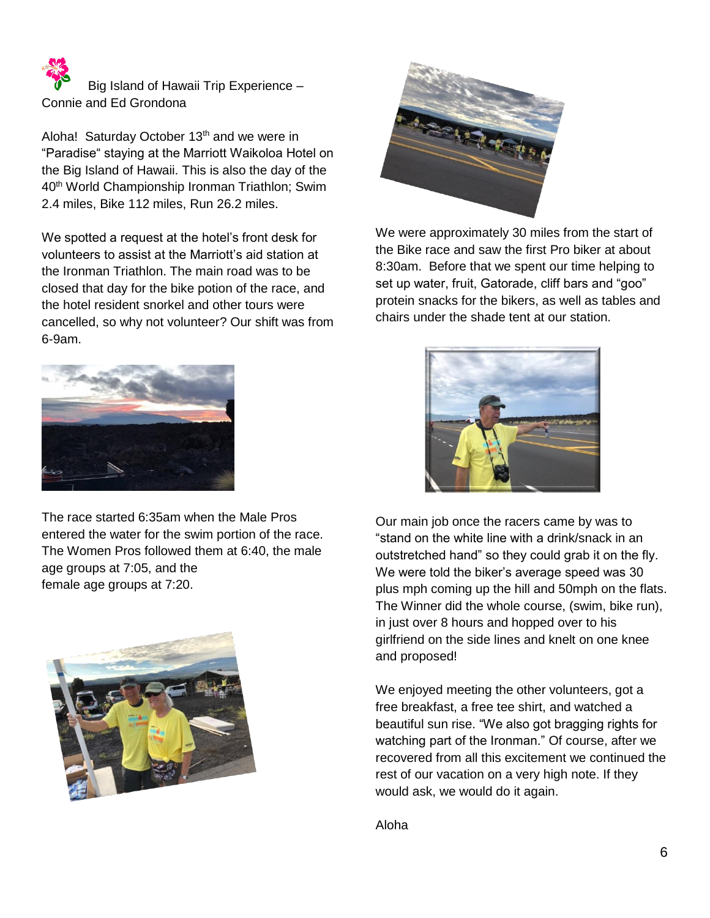Big Island of Hawaii Trip Experience – Connie and Ed Grondona

Aloha! Saturday October 13th and we were in "Paradise" staying at the Marriott Waikoloa Hotel on the Big Island of Hawaii. This is also the day of the 40th World Championship Ironman Triathlon; Swim 2.4 miles, Bike 112 miles, Run 26.2 miles.

We spotted a request at the hotel's front desk for volunteers to assist at the Marriott's aid station at the Ironman Triathlon. The main road was to be closed that day for the bike potion of the race, and the hotel resident snorkel and other tours were cancelled, so why not volunteer? Our shift was from 6-9am.

The race started 6:35am when the Male Pros entered the water for the swim portion of the race. The Women Pros followed them at 6:40, the male age groups at 7:05, and the female age groups at 7:20.

We were approximately 30 miles from the start of the Bike race and saw the first Pro biker at about 8:30am. Before that we spent our time helping to set up water, fruit, Gatorade, cliff bars and "goo" protein snacks for the bikers, as well as tables and chairs under the shade tent at our station.

Our main job once the racers came by was to "stand on the white line with a drink/snack in an outstretched hand" so they could grab it on the fly. We were told the biker's average speed was 30 plus mph coming up the hill and 50mph on the flats. The Winner did the whole course, (swim, bike run), in just over 8 hours and hopped over to his girlfriend on the side lines and knelt on one knee and proposed!

We enjoyed meeting the other volunteers, got a free breakfast, a free tee shirt, and watched a beautiful sun rise. "We also got bragging rights for watching part of the Ironman." Of course, after we recovered from all this excitement we continued the rest of our vacation on a very high note. If they would ask, we would do it again.

Aloha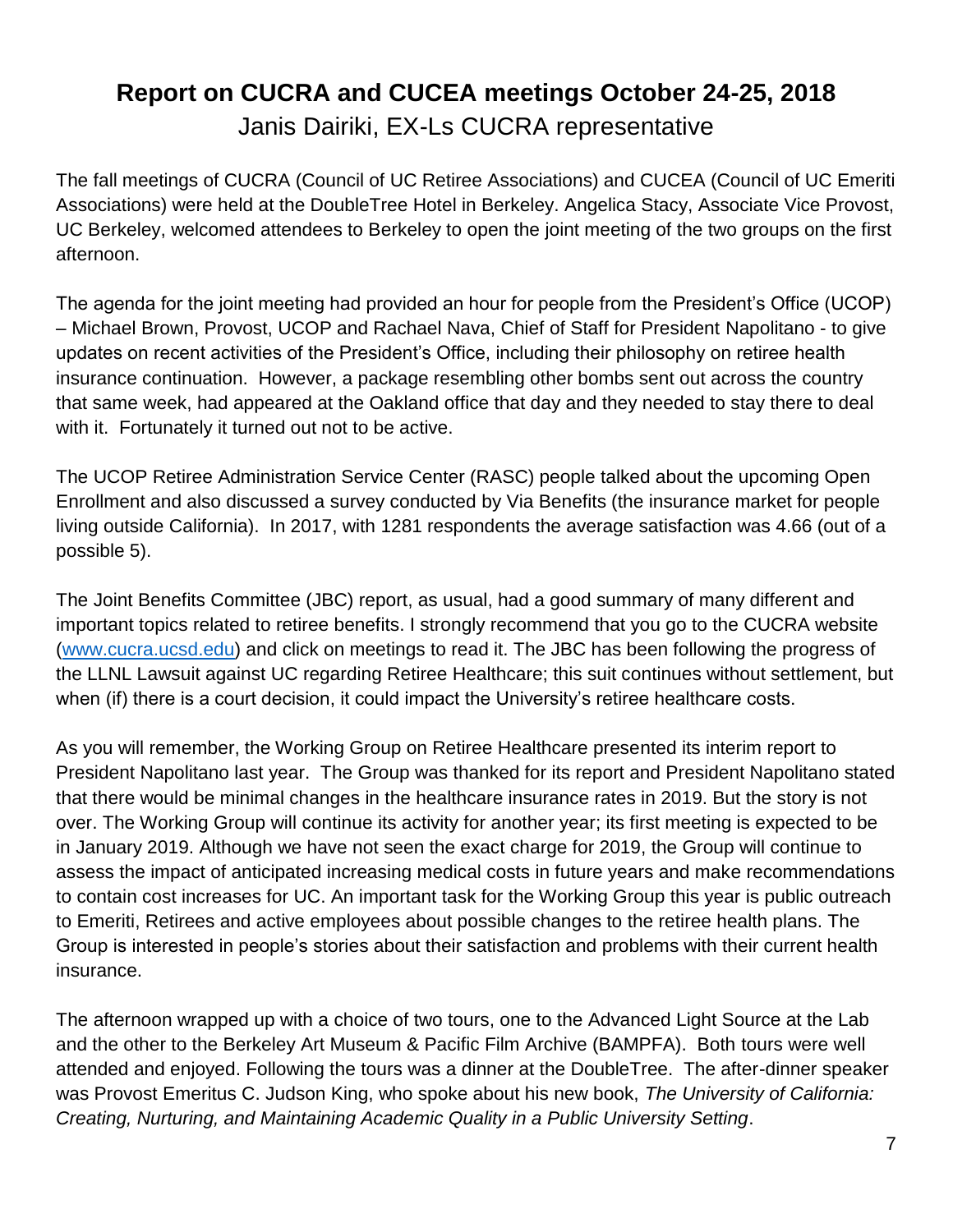# Report on CUCRA and CUCEA meetings October 24-25, 2018

Janis Dairiki, EX-Ls CUCRA representative

The fall meetings of CUCRA (Council of UC Retiree Associations) and CUCEA (Council of UC Emeriti Associations) were held at the DoubleTree Hotel in Berkeley. Angelica Stacy, Associate Vice Provost, UC Berkeley, welcomed attendees to Berkeley to open the joint meeting of the two groups on the first afternoon.

The agenda for the joint meeting had provided an hour for people from the President's Office (UCOP) – Michael Brown, Provost, UCOP and Rachael Nava, Chief of Staff for President Napolitano - to give updates on recent activities of the President's Office, including their philosophy on retiree health insurance continuation. However, a package resembling other bombs sent out across the country that same week, had appeared at the Oakland office that day and they needed to stay there to deal with it. Fortunately it turned out not to be active.

The UCOP Retiree Administration Service Center (RASC) people talked about the upcoming Open Enrollment and also discussed a survey conducted by Via Benefits (the insurance market for people living outside California). In 2017, with 1281 respondents the average satisfaction was 4.66 (out of a possible 5).

The Joint Benefits Committee (JBC) report, as usual, had a good summary of many different and important topics related to retiree benefits. I strongly recommend that you go to the CUCRA website ([www.cucra.ucsd.edu](www.cucra.ucsd.edu)) and click on meetings to read it. The JBC has been following the progress of the LLNL Lawsuit against UC regarding Retiree Healthcare; this suit continues without settlement, but when (if) there is a court decision, it could impact the University's retiree healthcare costs.

As you will remember, the Working Group on Retiree Healthcare presented its interim report to President Napolitano last year. The Group was thanked for its report and President Napolitano stated that there would be minimal changes in the healthcare insurance rates in 2019. But the story is not over. The Working Group will continue its activity for another year; its first meeting is expected to be in January 2019. Although we have not seen the exact charge for 2019, the Group will continue to assess the impact of anticipated increasing medical costs in future years and make recommendations to contain cost increases for UC. An important task for the Working Group this year is public outreach to Emeriti, Retirees and active employees about possible changes to the retiree health plans. The Group is interested in people's stories about their satisfaction and problems with their current health insurance.

The afternoon wrapped up with a choice of two tours, one to the Advanced Light Source at the Lab and the other to the Berkeley Art Museum & Pacific Film Archive (BAMPFA). Both tours were well attended and enjoyed. Following the tours was a dinner at the DoubleTree. The after-dinner speaker was Provost Emeritus C. Judson King, who spoke about his new book, *The University of California: Creating, Nurturing, and Maintaining Academic Quality in a Public University Setting*.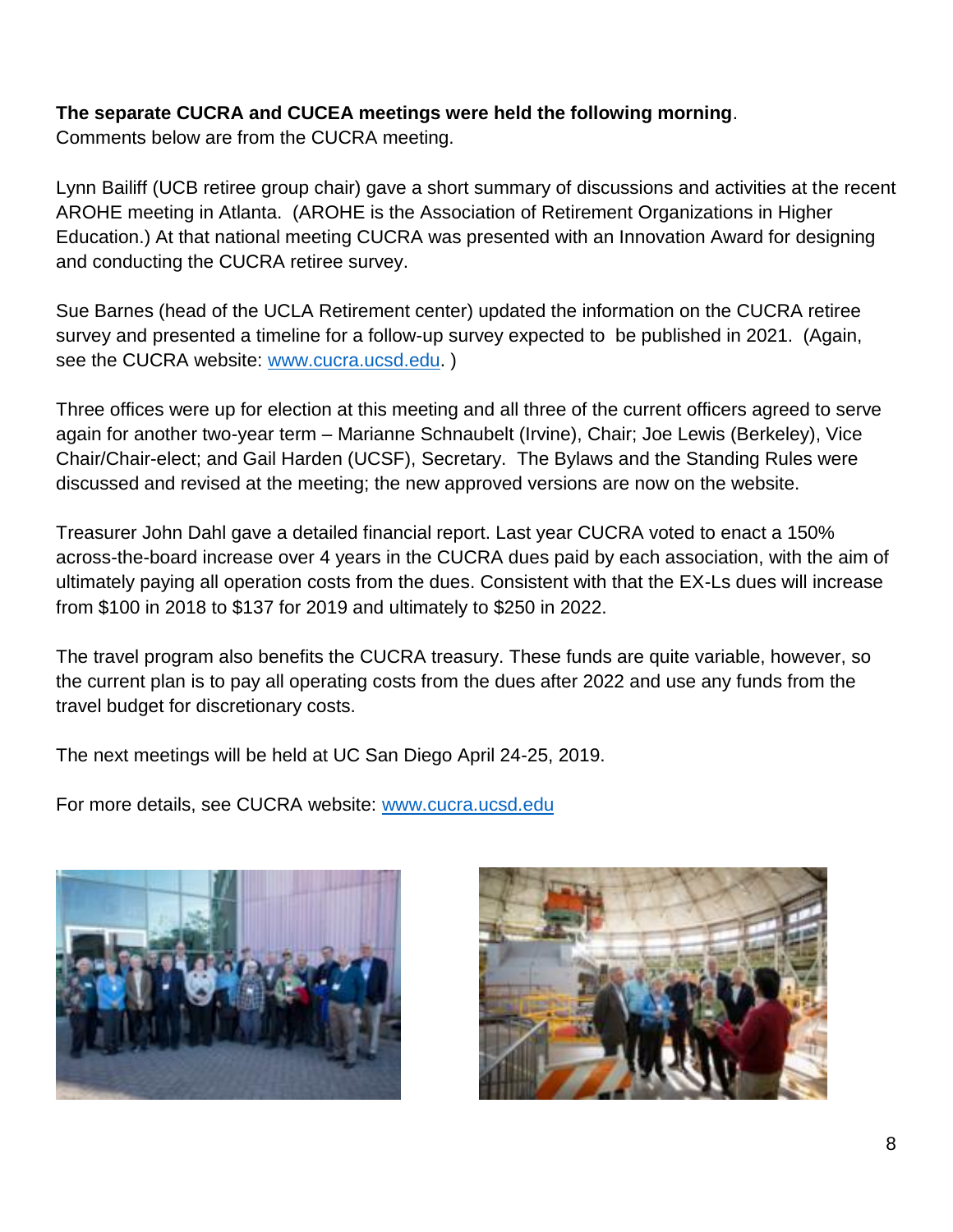**The separate CUCRA and CUCEA meetings were held the following morning**.
Comments below are from the CUCRA meeting.

Lynn Bailiff (UCB retiree group chair) gave a short summary of discussions and activities at the recent AROHE meeting in Atlanta. (AROHE is the Association of Retirement Organizations in Higher Education.) At that national meeting CUCRA was presented with an Innovation Award for designing and conducting the CUCRA retiree survey.

Sue Barnes (head of the UCLA Retirement center) updated the information on the CUCRA retiree survey and presented a timeline for a follow-up survey expected to be published in 2021. (Again, see the CUCRA website: [www.cucra.ucsd.edu](http://www.cucra.ucsd.edu). )

Three offices were up for election at this meeting and all three of the current officers agreed to serve again for another two-year term – Marianne Schnaubelt (Irvine), Chair; Joe Lewis (Berkeley), Vice Chair/Chair-elect; and Gail Harden (UCSF), Secretary. The Bylaws and the Standing Rules were discussed and revised at the meeting; the new approved versions are now on the website.

Treasurer John Dahl gave a detailed financial report. Last year CUCRA voted to enact a 150% across-the-board increase over 4 years in the CUCRA dues paid by each association, with the aim of ultimately paying all operation costs from the dues. Consistent with that the EX-Ls dues will increase from $100 in 2018 to $137 for 2019 and ultimately to $250 in 2022.

The travel program also benefits the CUCRA treasury. These funds are quite variable, however, so the current plan is to pay all operating costs from the dues after 2022 and use any funds from the travel budget for discretionary costs.

The next meetings will be held at UC San Diego April 24-25, 2019.

For more details, see CUCRA website: [www.cucra.ucsd.edu](http://www.cucra.ucsd.edu)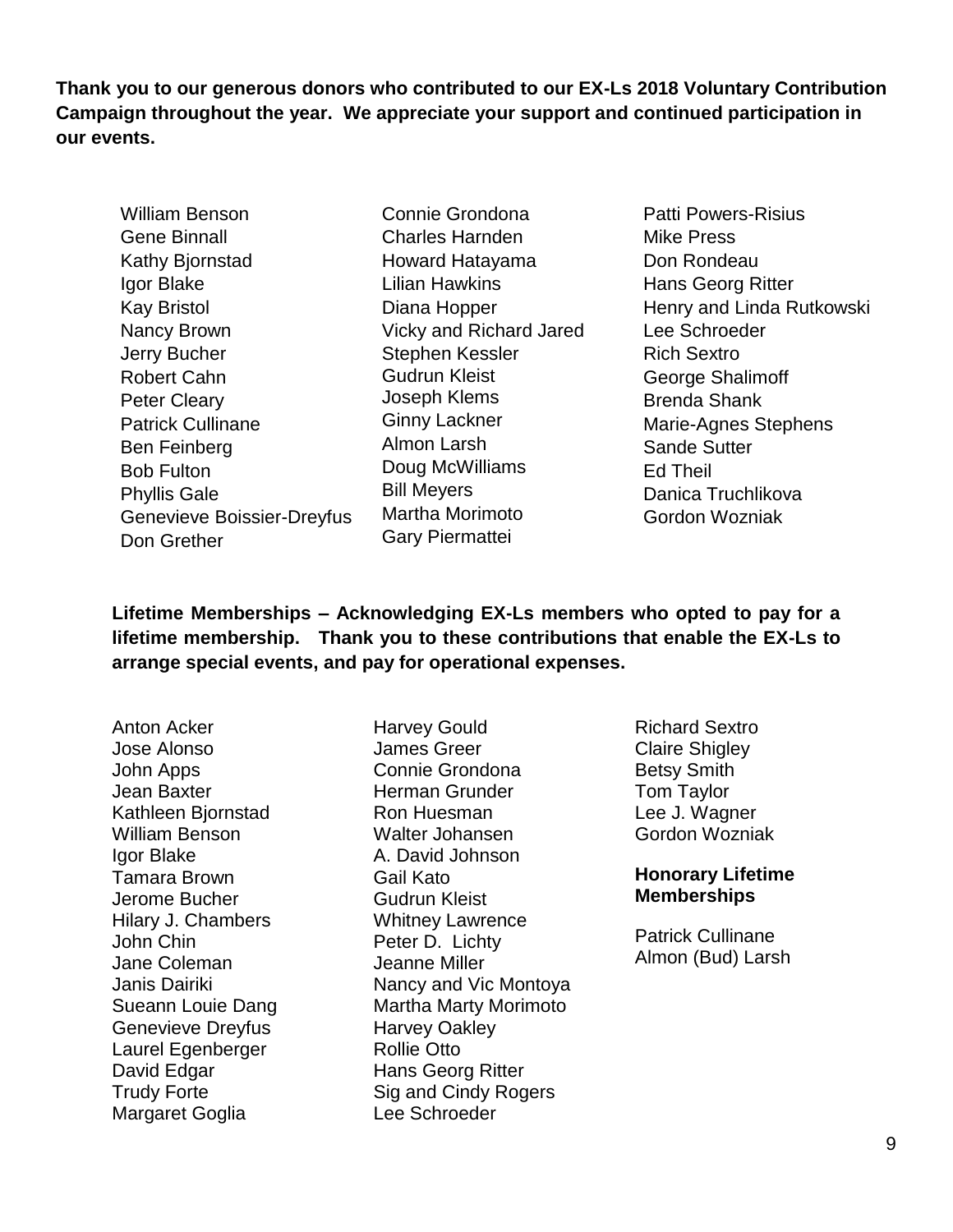**Thank you to our generous donors who contributed to our EX-Ls 2018 Voluntary Contribution Campaign throughout the year. We appreciate your support and continued participation in our events.**

William Benson
Gene Binnall
Kathy Bjornstad
Igor Blake
Kay Bristol
Nancy Brown
Jerry Bucher
Robert Cahn
Peter Cleary
Patrick Cullinane
Ben Feinberg
Bob Fulton
Phyllis Gale
Genevieve Boissier-Dreyfus
Don Grether
Connie Grondona
Charles Harnden
Howard Hatayama
Lilian Hawkins
Diana Hopper
Vicky and Richard Jared
Stephen Kessler
Gudrun Kleist
Joseph Klems
Ginny Lackner
Almon Larsh
Doug McWilliams
Bill Meyers
Martha Morimoto
Gary Piermattei
Patti Powers-Risius
Mike Press
Don Rondeau
Hans Georg Ritter
Henry and Linda Rutkowski
Lee Schroeder
Rich Sextro
George Shalimoff
Brenda Shank
Marie-Agnes Stephens
Sande Sutter
Ed Theil
Danica Truchlikova
Gordon Wozniak

**Lifetime Memberships – Acknowledging EX-Ls members who opted to pay for a lifetime membership. Thank you to these contributions that enable the EX-Ls to arrange special events, and pay for operational expenses.**

Anton Acker
Jose Alonso
John Apps
Jean Baxter
Kathleen Bjornstad
William Benson
Igor Blake
Tamara Brown
Jerome Bucher
Hilary J. Chambers
John Chin
Jane Coleman
Janis Dairiki
Sueann Louie Dang
Genevieve Dreyfus
Laurel Egenberger
David Edgar
Trudy Forte
Margaret Goglia
Harvey Gould
James Greer
Connie Grondona
Herman Grunder
Ron Huesman
Walter Johansen
A. David Johnson
Gail Kato
Gudrun Kleist
Whitney Lawrence
Peter D. Lichty
Jeanne Miller
Nancy and Vic Montoya
Martha Marty Morimoto
Harvey Oakley
Rollie Otto
Hans Georg Ritter
Sig and Cindy Rogers
Lee Schroeder
Richard Sextro
Claire Shigley
Betsy Smith
Tom Taylor
Lee J. Wagner
Gordon Wozniak

**Honorary Lifetime Memberships**

Patrick Cullinane
Almon (Bud) Larsh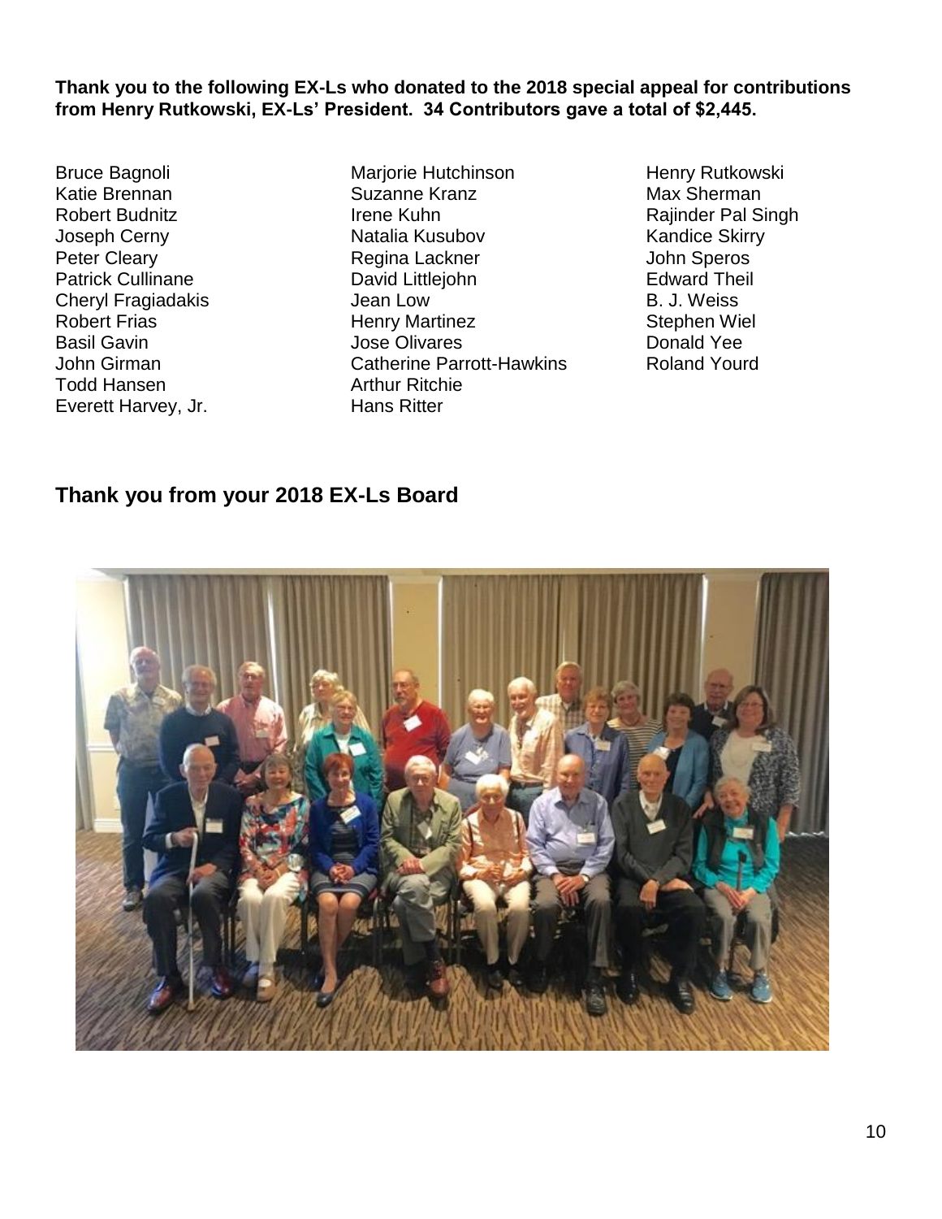**Thank you to the following EX-Ls who donated to the 2018 special appeal for contributions from Henry Rutkowski, EX-Ls' President. 34 Contributors gave a total of $2,445.**

Bruce Bagnoli
Katie Brennan
Robert Budnitz
Joseph Cerny
Peter Cleary
Patrick Cullinane
Cheryl Fragiadakis
Robert Frias
Basil Gavin
John Girman
Todd Hansen
Everett Harvey, Jr.
Marjorie Hutchinson
Suzanne Kranz
Irene Kuhn
Natalia Kusubov
Regina Lackner
David Littlejohn
Jean Low
Henry Martinez
Jose Olivares
Catherine Parrott-Hawkins
Arthur Ritchie
Hans Ritter
Henry Rutkowski
Max Sherman
Rajinder Pal Singh
Kandice Skirry
John Speros
Edward Theil
B. J. Weiss
Stephen Wiel
Donald Yee
Roland Yourd

## Thank you from your 2018 EX-Ls Board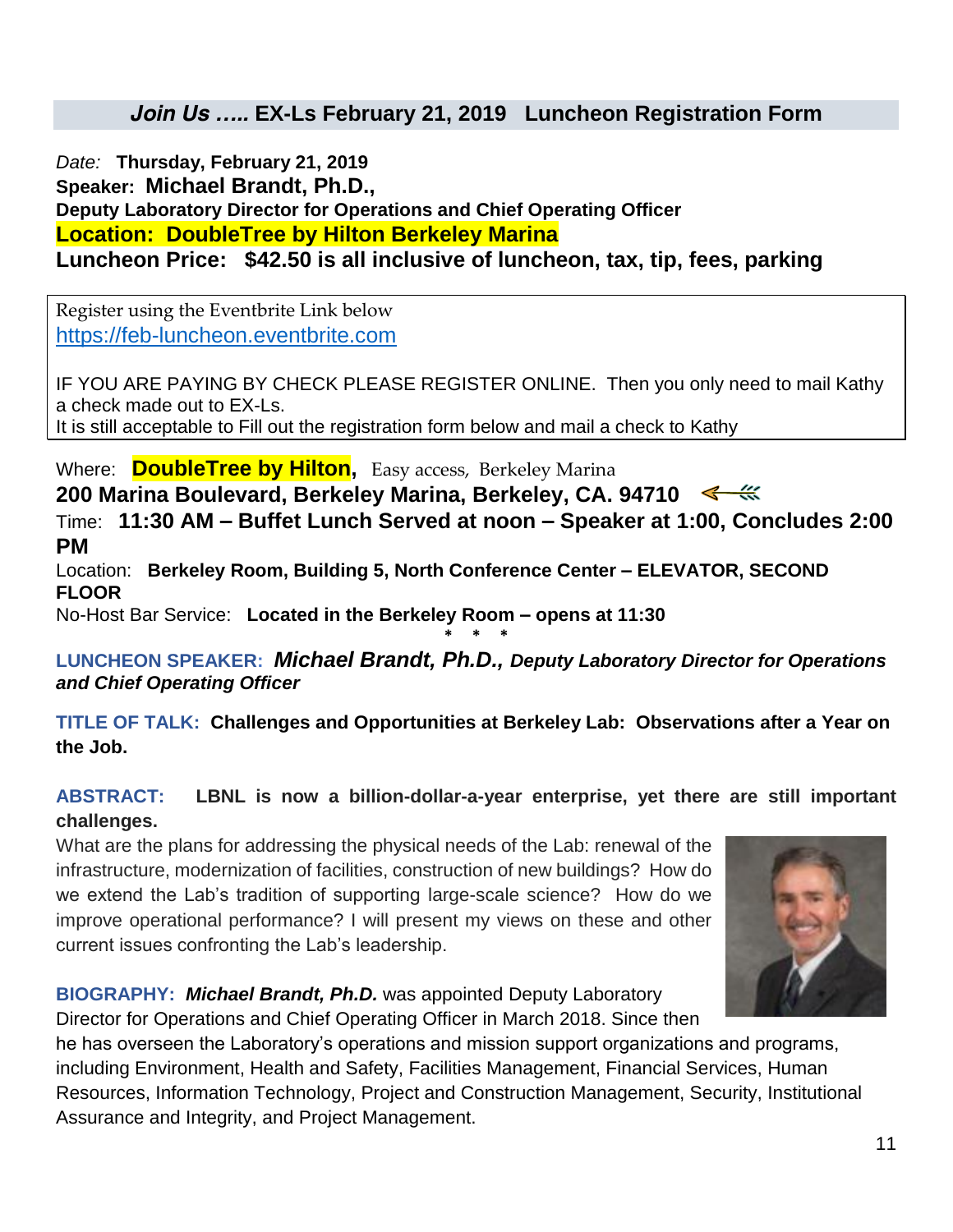## *Join Us …..* EX-Ls February 21, 2019 Luncheon Registration Form

*Date:* **Thursday, February 21, 2019**
**Speaker: Michael Brandt, Ph.D.,**
**Deputy Laboratory Director for Operations and Chief Operating Officer**
**Location: DoubleTree by Hilton Berkeley Marina**
**Luncheon Price: $42.50 is all inclusive of luncheon, tax, tip, fees, parking**

> Register using the Eventbrite Link below
> https://feb-luncheon.eventbrite.com
>
> IF YOU ARE PAYING BY CHECK PLEASE REGISTER ONLINE. Then you only need to mail Kathy a check made out to EX-Ls.
> It is still acceptable to Fill out the registration form below and mail a check to Kathy

Where: **DoubleTree by Hilton,** Easy access, Berkeley Marina
**200 Marina Boulevard, Berkeley Marina, Berkeley, CA. 94710**
Time: **11:30 AM – Buffet Lunch Served at noon – Speaker at 1:00, Concludes 2:00 PM**
Location: **Berkeley Room, Building 5, North Conference Center – ELEVATOR, SECOND FLOOR**
No-Host Bar Service: **Located in the Berkeley Room – opens at 11:30**

\* \* \*

**LUNCHEON SPEAKER:** ***Michael Brandt, Ph.D., Deputy Laboratory Director for Operations and Chief Operating Officer***

**TITLE OF TALK: Challenges and Opportunities at Berkeley Lab: Observations after a Year on the Job.**

**ABSTRACT: LBNL is now a billion-dollar-a-year enterprise, yet there are still important challenges.**
What are the plans for addressing the physical needs of the Lab: renewal of the infrastructure, modernization of facilities, construction of new buildings? How do we extend the Lab's tradition of supporting large-scale science? How do we improve operational performance? I will present my views on these and other current issues confronting the Lab's leadership.

**BIOGRAPHY:** ***Michael Brandt, Ph.D.*** was appointed Deputy Laboratory Director for Operations and Chief Operating Officer in March 2018. Since then he has overseen the Laboratory's operations and mission support organizations and programs, including Environment, Health and Safety, Facilities Management, Financial Services, Human Resources, Information Technology, Project and Construction Management, Security, Institutional Assurance and Integrity, and Project Management.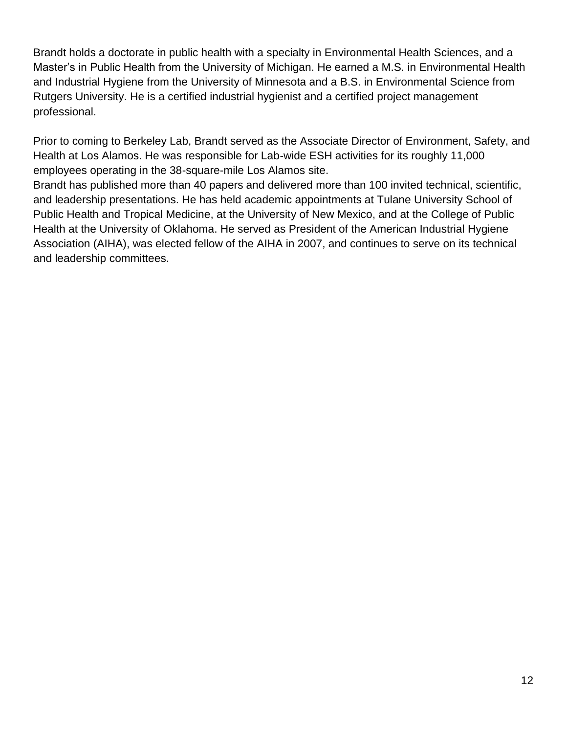Brandt holds a doctorate in public health with a specialty in Environmental Health Sciences, and a Master's in Public Health from the University of Michigan. He earned a M.S. in Environmental Health and Industrial Hygiene from the University of Minnesota and a B.S. in Environmental Science from Rutgers University. He is a certified industrial hygienist and a certified project management professional.

Prior to coming to Berkeley Lab, Brandt served as the Associate Director of Environment, Safety, and Health at Los Alamos. He was responsible for Lab-wide ESH activities for its roughly 11,000 employees operating in the 38-square-mile Los Alamos site.

Brandt has published more than 40 papers and delivered more than 100 invited technical, scientific, and leadership presentations. He has held academic appointments at Tulane University School of Public Health and Tropical Medicine, at the University of New Mexico, and at the College of Public Health at the University of Oklahoma. He served as President of the American Industrial Hygiene Association (AIHA), was elected fellow of the AIHA in 2007, and continues to serve on its technical and leadership committees.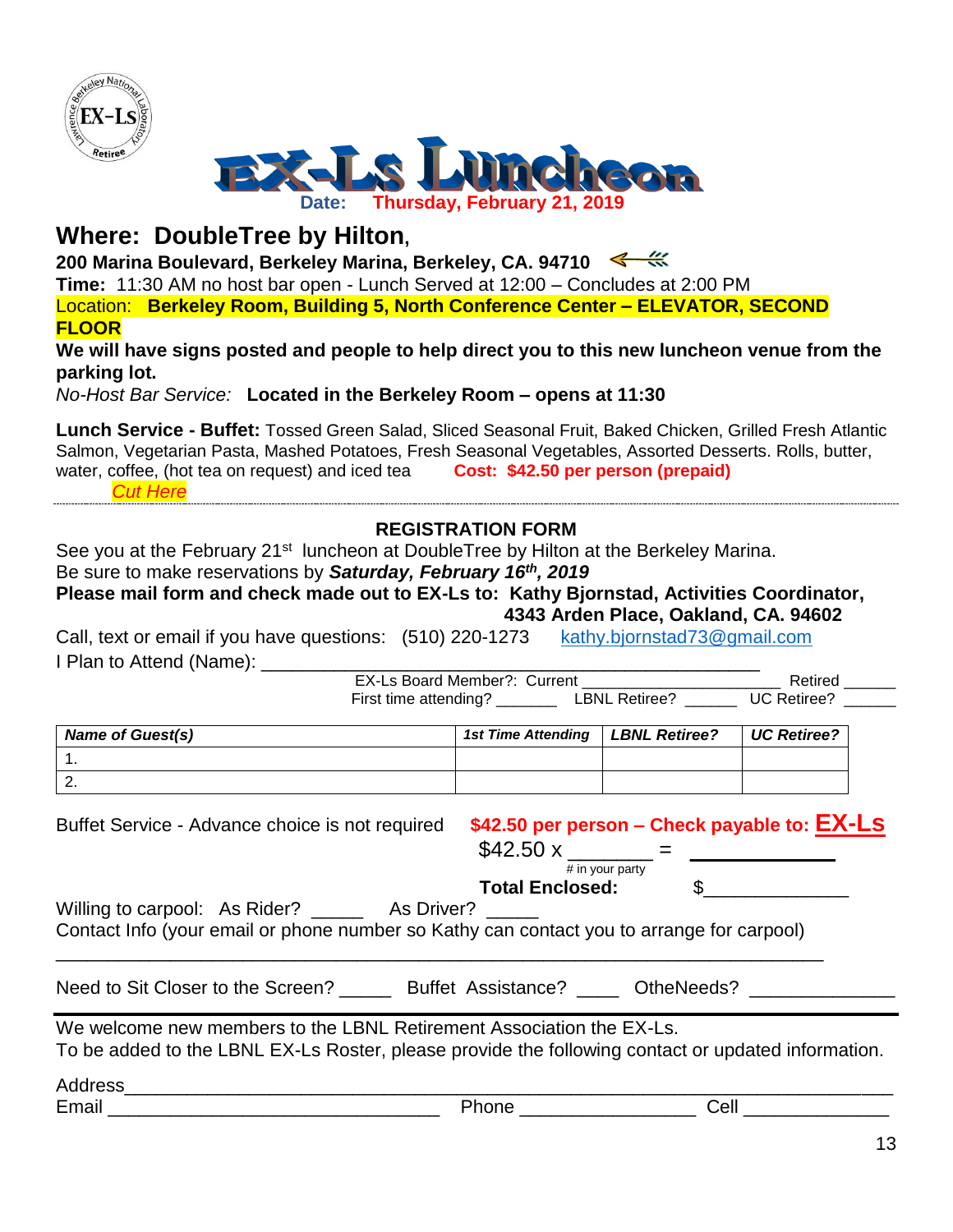# EX-Ls Luncheon

**Date: Thursday, February 21, 2019**

## Where: DoubleTree by Hilton,

**200 Marina Boulevard, Berkeley Marina, Berkeley, CA. 94710**

**Time:** 11:30 AM no host bar open - Lunch Served at 12:00 – Concludes at 2:00 PM

Location: **Berkeley Room, Building 5, North Conference Center – ELEVATOR, SECOND FLOOR**

**We will have signs posted and people to help direct you to this new luncheon venue from the parking lot.**

*No-Host Bar Service:* **Located in the Berkeley Room – opens at 11:30**

**Lunch Service - Buffet:** Tossed Green Salad, Sliced Seasonal Fruit, Baked Chicken, Grilled Fresh Atlantic Salmon, Vegetarian Pasta, Mashed Potatoes, Fresh Seasonal Vegetables, Assorted Desserts. Rolls, butter, water, coffee, (hot tea on request) and iced tea **Cost: $42.50 per person (prepaid)**

*Cut Here*

---

## REGISTRATION FORM

See you at the February 21st luncheon at DoubleTree by Hilton at the Berkeley Marina.

Be sure to make reservations by ***Saturday, February 16th, 2019***

**Please mail form and check made out to EX-Ls to: Kathy Bjornstad, Activities Coordinator, 4343 Arden Place, Oakland, CA. 94602**

Call, text or email if you have questions: (510) 220-1273 kathy.bjornstad73@gmail.com

I Plan to Attend (Name): ______________________________________________

EX-Ls Board Member?: Current ______________________ Retired ______

First time attending? _______ LBNL Retiree? ______ UC Retiree? ______

| *Name of Guest(s)* | *1st Time Attending* | *LBNL Retiree?* | *UC Retiree?* |
|---|---|---|---|
| 1. | | | |
| 2. | | | |

Buffet Service - Advance choice is not required **$42.50 per person – Check payable to: EX-Ls**

$42.50 x _______ = ____________
(# in your party)

**Total Enclosed:** $_____________

Willing to carpool: As Rider? _____ As Driver? _____

Contact Info (your email or phone number so Kathy can contact you to arrange for carpool)

_______________________________________________________________________

Need to Sit Closer to the Screen? _____ Buffet Assistance? ____ OtheNeeds? _____________

---

We welcome new members to the LBNL Retirement Association the EX-Ls.

To be added to the LBNL EX-Ls Roster, please provide the following contact or updated information.

Address_______________________________________________________________

Email ______________________________ Phone ________________ Cell _____________